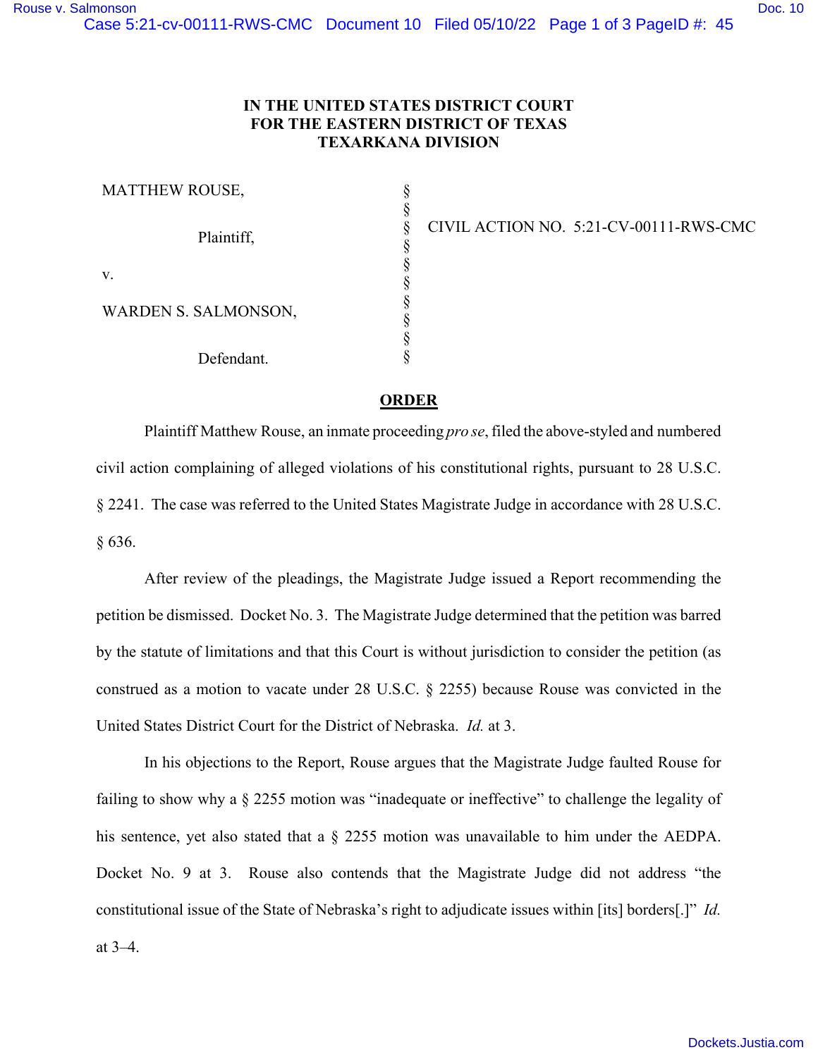IN THE UNITED STATES DISTRICT COURT
FOR THE EASTERN DISTRICT OF TEXAS
TEXARKANA DIVISION

| | | |
|---|---|---|
| MATTHEW ROUSE, | § | |
| | § | |
| Plaintiff, | § | CIVIL ACTION NO. 5:21-CV-00111-RWS-CMC |
| | § | |
| v. | § | |
| | § | |
| WARDEN S. SALMONSON, | § | |
| | § | |
| | § | |
| Defendant. | § | |

## ORDER

Plaintiff Matthew Rouse, an inmate proceeding *pro se*, filed the above-styled and numbered civil action complaining of alleged violations of his constitutional rights, pursuant to 28 U.S.C. § 2241. The case was referred to the United States Magistrate Judge in accordance with 28 U.S.C. § 636.

After review of the pleadings, the Magistrate Judge issued a Report recommending the petition be dismissed. Docket No. 3. The Magistrate Judge determined that the petition was barred by the statute of limitations and that this Court is without jurisdiction to consider the petition (as construed as a motion to vacate under 28 U.S.C. § 2255) because Rouse was convicted in the United States District Court for the District of Nebraska. *Id.* at 3.

In his objections to the Report, Rouse argues that the Magistrate Judge faulted Rouse for failing to show why a § 2255 motion was "inadequate or ineffective" to challenge the legality of his sentence, yet also stated that a § 2255 motion was unavailable to him under the AEDPA. Docket No. 9 at 3. Rouse also contends that the Magistrate Judge did not address "the constitutional issue of the State of Nebraska's right to adjudicate issues within [its] borders[.]" *Id.* at 3–4.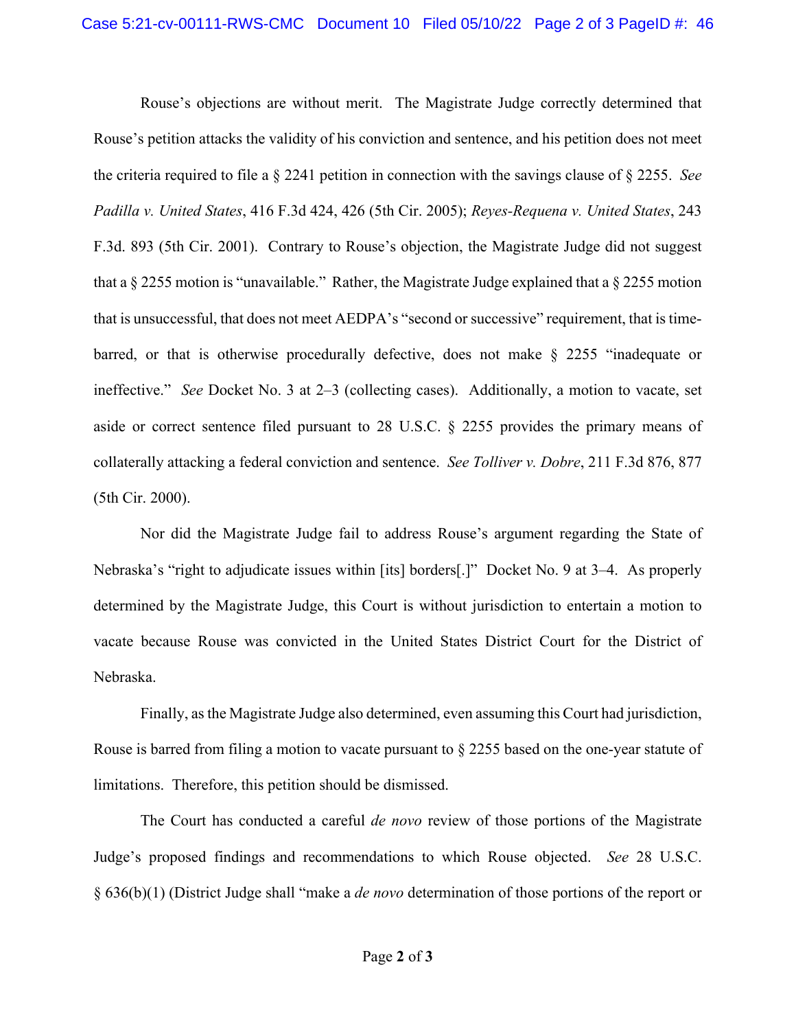Rouse's objections are without merit. The Magistrate Judge correctly determined that Rouse's petition attacks the validity of his conviction and sentence, and his petition does not meet the criteria required to file a § 2241 petition in connection with the savings clause of § 2255. *See Padilla v. United States*, 416 F.3d 424, 426 (5th Cir. 2005); *Reyes-Requena v. United States*, 243 F.3d. 893 (5th Cir. 2001). Contrary to Rouse's objection, the Magistrate Judge did not suggest that a § 2255 motion is "unavailable." Rather, the Magistrate Judge explained that a § 2255 motion that is unsuccessful, that does not meet AEDPA's "second or successive" requirement, that is time-barred, or that is otherwise procedurally defective, does not make § 2255 "inadequate or ineffective." *See* Docket No. 3 at 2–3 (collecting cases). Additionally, a motion to vacate, set aside or correct sentence filed pursuant to 28 U.S.C. § 2255 provides the primary means of collaterally attacking a federal conviction and sentence. *See Tolliver v. Dobre*, 211 F.3d 876, 877 (5th Cir. 2000).

Nor did the Magistrate Judge fail to address Rouse's argument regarding the State of Nebraska's "right to adjudicate issues within [its] borders[.]" Docket No. 9 at 3–4. As properly determined by the Magistrate Judge, this Court is without jurisdiction to entertain a motion to vacate because Rouse was convicted in the United States District Court for the District of Nebraska.

Finally, as the Magistrate Judge also determined, even assuming this Court had jurisdiction, Rouse is barred from filing a motion to vacate pursuant to § 2255 based on the one-year statute of limitations. Therefore, this petition should be dismissed.

The Court has conducted a careful *de novo* review of those portions of the Magistrate Judge's proposed findings and recommendations to which Rouse objected. *See* 28 U.S.C. § 636(b)(1) (District Judge shall "make a *de novo* determination of those portions of the report or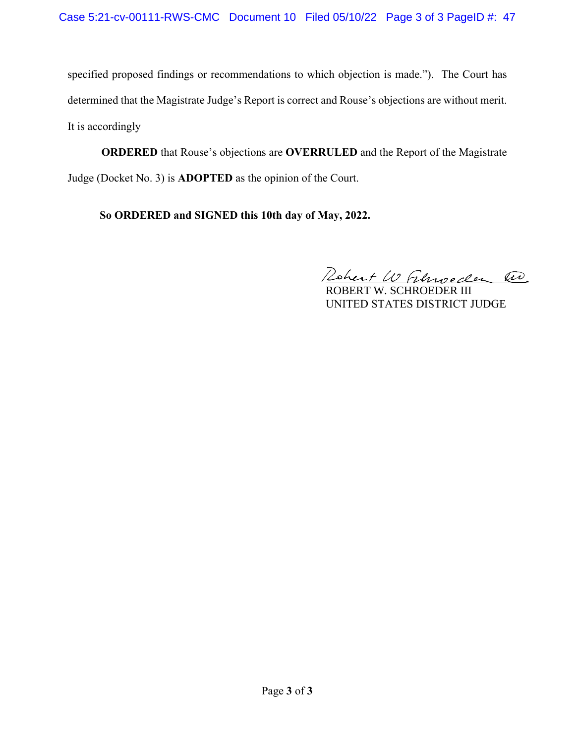specified proposed findings or recommendations to which objection is made."). The Court has determined that the Magistrate Judge's Report is correct and Rouse's objections are without merit. It is accordingly

**ORDERED** that Rouse's objections are **OVERRULED** and the Report of the Magistrate Judge (Docket No. 3) is **ADOPTED** as the opinion of the Court.

**So ORDERED and SIGNED this 10th day of May, 2022.**

ROBERT W. SCHROEDER III
UNITED STATES DISTRICT JUDGE